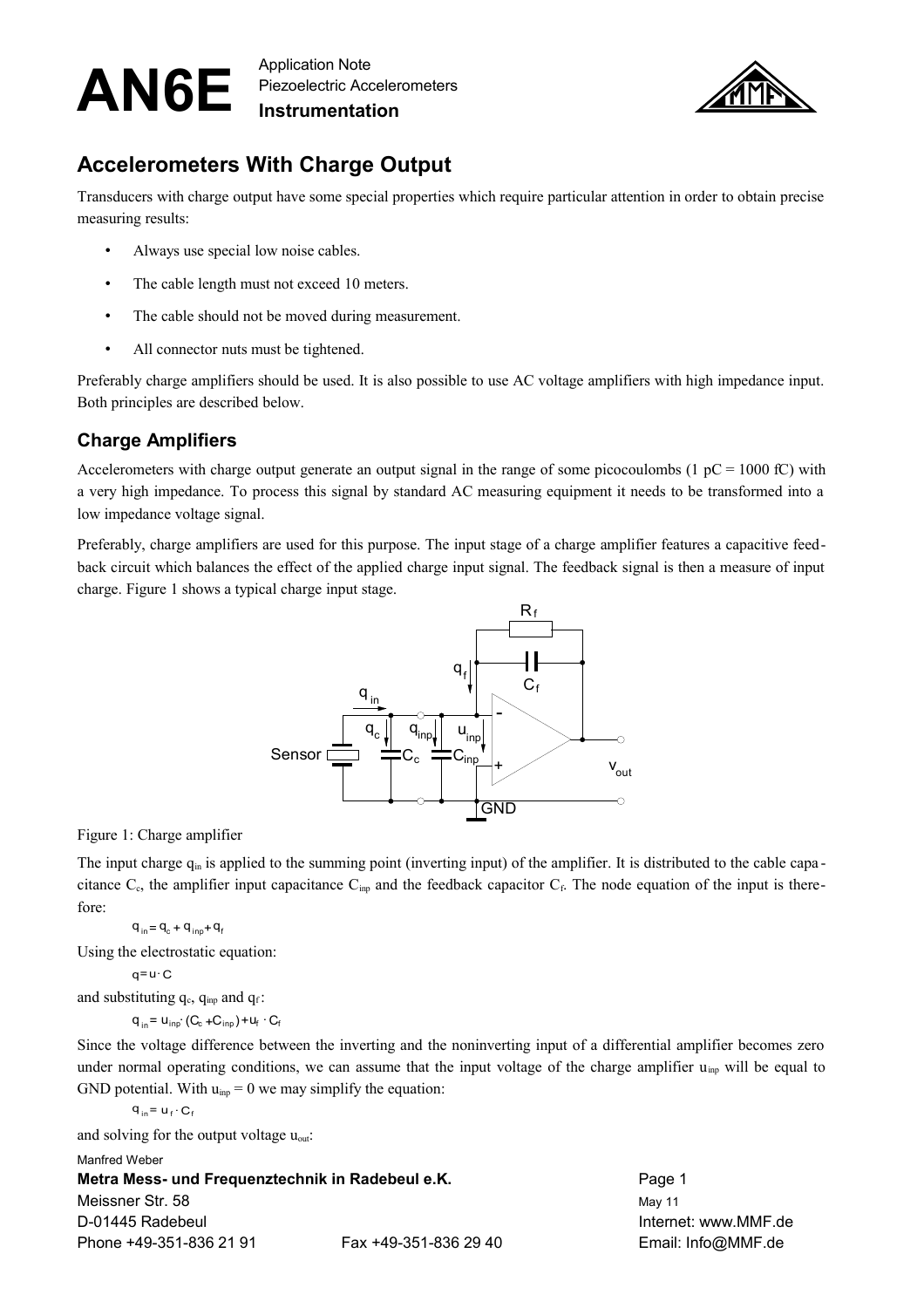# AN6E

Application Note
Piezoelectric Accelerometers
**Instrumentation**

## Accelerometers With Charge Output

Transducers with charge output have some special properties which require particular attention in order to obtain precise measuring results:

- Always use special low noise cables.
- The cable length must not exceed 10 meters.
- The cable should not be moved during measurement.
- All connector nuts must be tightened.

Preferably charge amplifiers should be used. It is also possible to use AC voltage amplifiers with high impedance input. Both principles are described below.

### Charge Amplifiers

Accelerometers with charge output generate an output signal in the range of some picocoulombs (1 pC = 1000 fC) with a very high impedance. To process this signal by standard AC measuring equipment it needs to be transformed into a low impedance voltage signal.

Preferably, charge amplifiers are used for this purpose. The input stage of a charge amplifier features a capacitive feedback circuit which balances the effect of the applied charge input signal. The feedback signal is then a measure of input charge. Figure 1 shows a typical charge input stage.

Figure 1: Charge amplifier

The input charge $q_{in}$ is applied to the summing point (inverting input) of the amplifier. It is distributed to the cable capacitance $C_c$, the amplifier input capacitance $C_{inp}$ and the feedback capacitor $C_f$. The node equation of the input is therefore:

$$q_{in} = q_c + q_{inp} + q_f$$

Using the electrostatic equation:

$$q = u \cdot C$$

and substituting $q_c$, $q_{inp}$ and $q_f$:

$$q_{in} = u_{inp} \cdot (C_c + C_{inp}) + u_f \cdot C_f$$

Since the voltage difference between the inverting and the noninverting input of a differential amplifier becomes zero under normal operating conditions, we can assume that the input voltage of the charge amplifier $u_{inp}$ will be equal to GND potential. With $u_{inp} = 0$ we may simplify the equation:

$$q_{in} = u_f \cdot C_f$$

and solving for the output voltage $u_{out}$: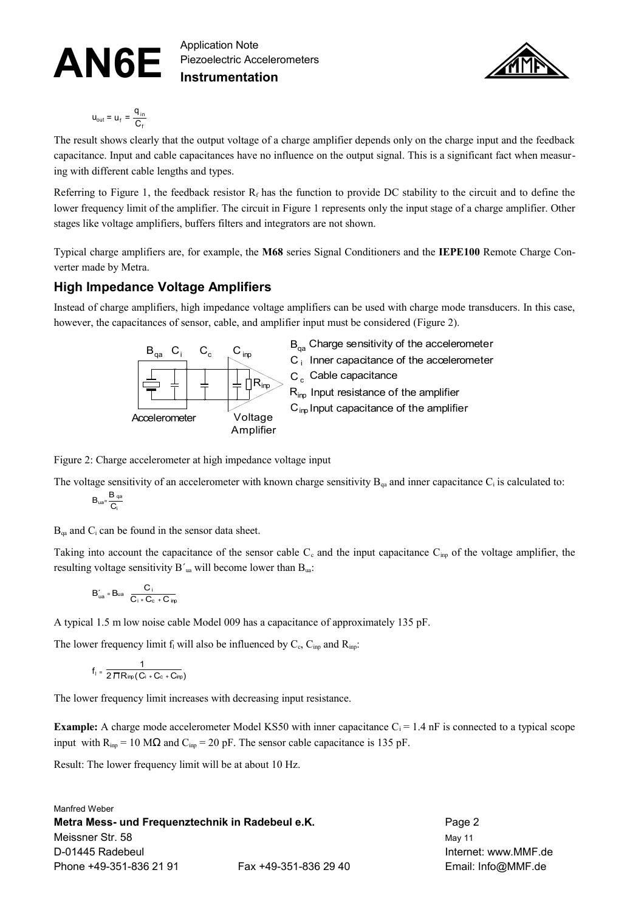$$u_{out} = u_f = \frac{q_{in}}{C_f}$$

The result shows clearly that the output voltage of a charge amplifier depends only on the charge input and the feedback capacitance. Input and cable capacitances have no influence on the output signal. This is a significant fact when measuring with different cable lengths and types.

Referring to Figure 1, the feedback resistor $R_f$ has the function to provide DC stability to the circuit and to define the lower frequency limit of the amplifier. The circuit in Figure 1 represents only the input stage of a charge amplifier. Other stages like voltage amplifiers, buffers filters and integrators are not shown.

Typical charge amplifiers are, for example, the **M68** series Signal Conditioners and the **IEPE100** Remote Charge Converter made by Metra.

## High Impedance Voltage Amplifiers

Instead of charge amplifiers, high impedance voltage amplifiers can be used with charge mode transducers. In this case, however, the capacitances of sensor, cable, and amplifier input must be considered (Figure 2).

$B_{qa}$ Charge sensitivity of the accelerometer
$C_i$ Inner capacitance of the accelerometer
$C_c$ Cable capacitance
$R_{inp}$ Input resistance of the amplifier
$C_{inp}$ Input capacitance of the amplifier

Figure 2: Charge accelerometer at high impedance voltage input

The voltage sensitivity of an accelerometer with known charge sensitivity $B_{qa}$ and inner capacitance $C_i$ is calculated to:

$$B_{ua} = \frac{B_{qa}}{C_i}$$

$B_{qa}$ and $C_i$ can be found in the sensor data sheet.

Taking into account the capacitance of the sensor cable $C_c$ and the input capacitance $C_{inp}$ of the voltage amplifier, the resulting voltage sensitivity $B'_{ua}$ will become lower than $B_{ua}$:

$$B'_{ua} = B_{ua} \frac{C_i}{C_i + C_c + C_{inp}}$$

A typical 1.5 m low noise cable Model 009 has a capacitance of approximately 135 pF.

The lower frequency limit $f_l$ will also be influenced by $C_c$, $C_{inp}$ and $R_{inp}$:

$$f_l = \frac{1}{2\pi R_{inp}(C_i + C_c + C_{inp})}$$

The lower frequency limit increases with decreasing input resistance.

**Example:** A charge mode accelerometer Model KS50 with inner capacitance $C_i = 1.4$ nF is connected to a typical scope input with $R_{inp} = 10$ MΩ and $C_{inp} = 20$ pF. The sensor cable capacitance is 135 pF.

Result: The lower frequency limit will be at about 10 Hz.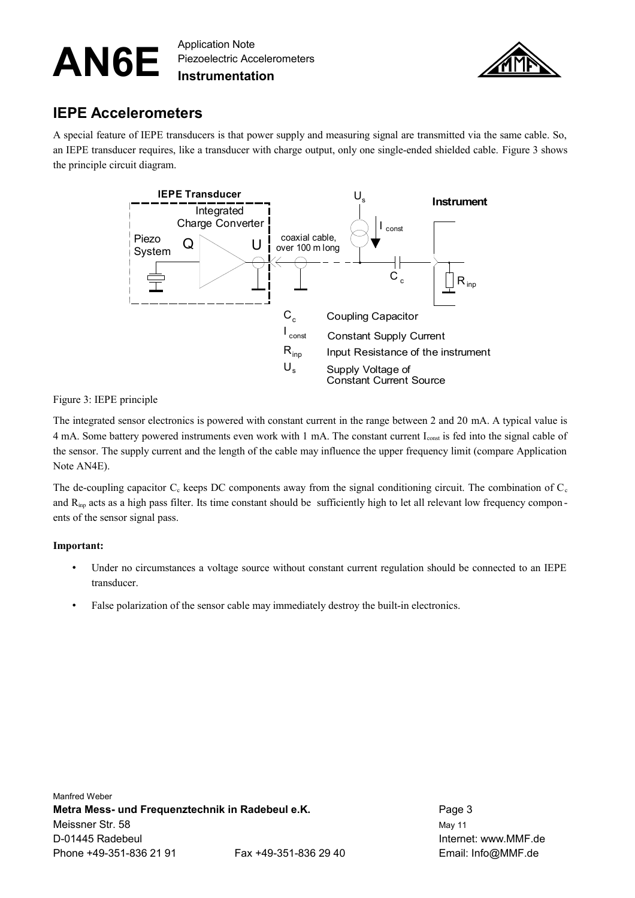## IEPE Accelerometers

A special feature of IEPE transducers is that power supply and measuring signal are transmitted via the same cable. So, an IEPE transducer requires, like a transducer with charge output, only one single-ended shielded cable. Figure 3 shows the principle circuit diagram.

Figure 3: IEPE principle

The integrated sensor electronics is powered with constant current in the range between 2 and 20 mA. A typical value is 4 mA. Some battery powered instruments even work with 1 mA. The constant current $I_{const}$ is fed into the signal cable of the sensor. The supply current and the length of the cable may influence the upper frequency limit (compare Application Note AN4E).

The de-coupling capacitor $C_c$ keeps DC components away from the signal conditioning circuit. The combination of $C_c$ and $R_{inp}$ acts as a high pass filter. Its time constant should be sufficiently high to let all relevant low frequency components of the sensor signal pass.

**Important:**

- Under no circumstances a voltage source without constant current regulation should be connected to an IEPE transducer.
- False polarization of the sensor cable may immediately destroy the built-in electronics.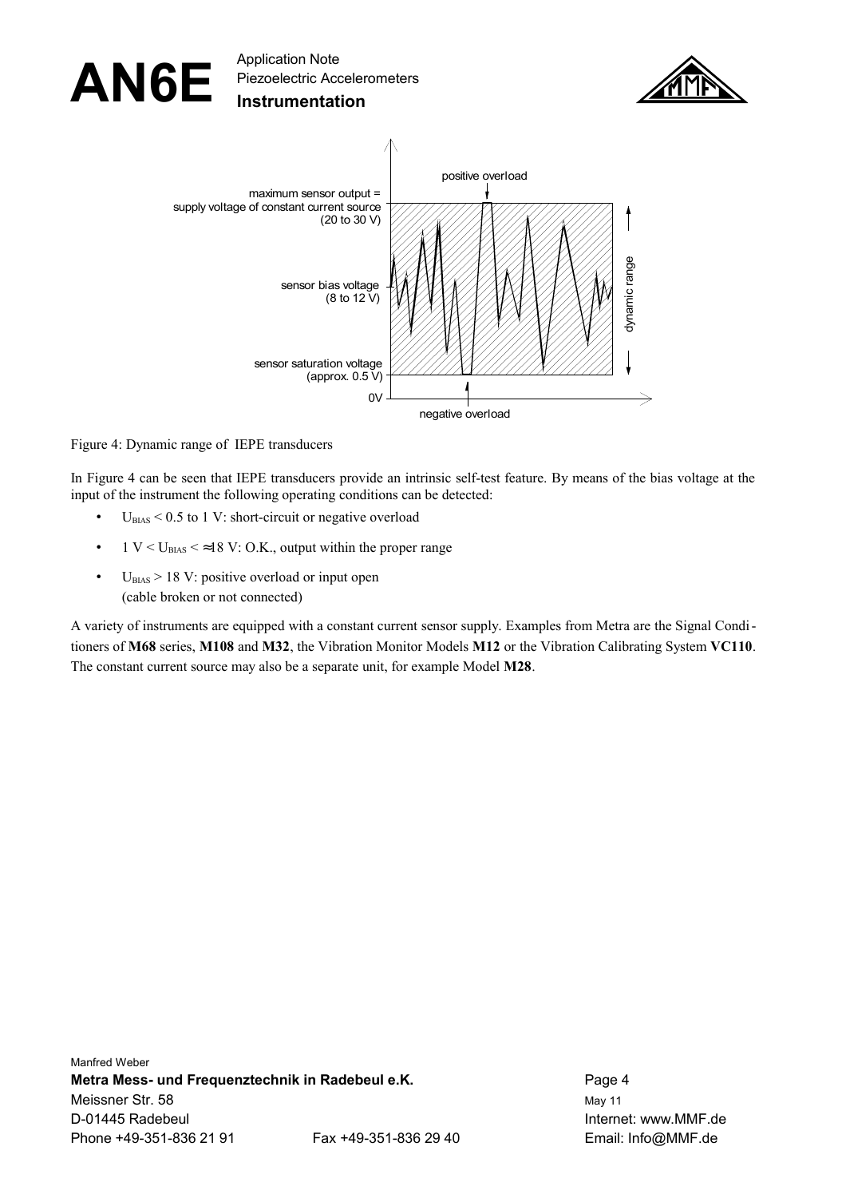Figure 4: Dynamic range of IEPE transducers

In Figure 4 can be seen that IEPE transducers provide an intrinsic self-test feature. By means of the bias voltage at the input of the instrument the following operating conditions can be detected:

- $U_{BIAS}$ < 0.5 to 1 V: short-circuit or negative overload
- 1 V < $U_{BIAS}$ < ≈18 V: O.K., output within the proper range
- $U_{BIAS}$ > 18 V: positive overload or input open (cable broken or not connected)

A variety of instruments are equipped with a constant current sensor supply. Examples from Metra are the Signal Conditioners of **M68** series, **M108** and **M32**, the Vibration Monitor Models **M12** or the Vibration Calibrating System **VC110**. The constant current source may also be a separate unit, for example Model **M28**.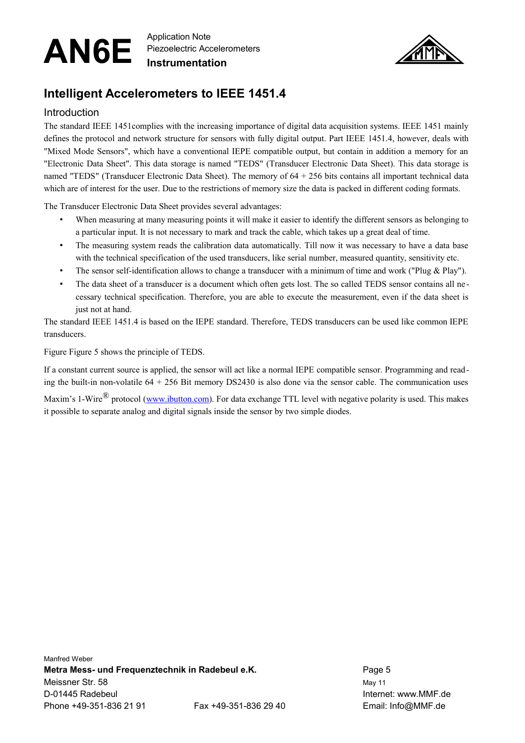# Intelligent Accelerometers to IEEE 1451.4

## Introduction

The standard IEEE 1451complies with the increasing importance of digital data acquisition systems. IEEE 1451 mainly defines the protocol and network structure for sensors with fully digital output. Part IEEE 1451.4, however, deals with "Mixed Mode Sensors", which have a conventional IEPE compatible output, but contain in addition a memory for an "Electronic Data Sheet". This data storage is named "TEDS" (Transducer Electronic Data Sheet). This data storage is named "TEDS" (Transducer Electronic Data Sheet). The memory of 64 + 256 bits contains all important technical data which are of interest for the user. Due to the restrictions of memory size the data is packed in different coding formats.

The Transducer Electronic Data Sheet provides several advantages:

- When measuring at many measuring points it will make it easier to identify the different sensors as belonging to a particular input. It is not necessary to mark and track the cable, which takes up a great deal of time.
- The measuring system reads the calibration data automatically. Till now it was necessary to have a data base with the technical specification of the used transducers, like serial number, measured quantity, sensitivity etc.
- The sensor self-identification allows to change a transducer with a minimum of time and work ("Plug & Play").
- The data sheet of a transducer is a document which often gets lost. The so called TEDS sensor contains all necessary technical specification. Therefore, you are able to execute the measurement, even if the data sheet is just not at hand.

The standard IEEE 1451.4 is based on the IEPE standard. Therefore, TEDS transducers can be used like common IEPE transducers.

Figure Figure 5 shows the principle of TEDS.

If a constant current source is applied, the sensor will act like a normal IEPE compatible sensor. Programming and reading the built-in non-volatile 64 + 256 Bit memory DS2430 is also done via the sensor cable. The communication uses Maxim's 1-Wire® protocol (www.ibutton.com). For data exchange TTL level with negative polarity is used. This makes it possible to separate analog and digital signals inside the sensor by two simple diodes.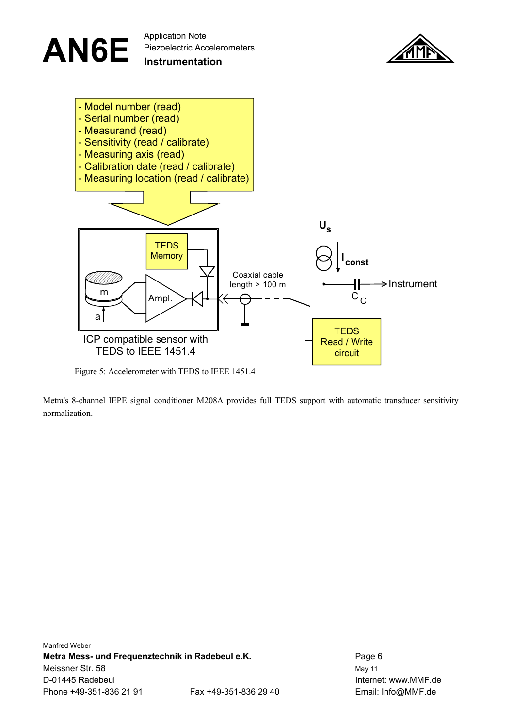- Model number (read)
- Serial number (read)
- Measurand (read)
- Sensitivity (read / calibrate)
- Measuring axis (read)
- Calibration date (read / calibrate)
- Measuring location (read / calibrate)

TEDS Memory

m

a

Ampl.

ICP compatible sensor with TEDS to IEEE 1451.4

Coaxial cable length > 100 m

$U_s$

$I_{const}$

Instrument

$C_C$

TEDS Read / Write circuit

Figure 5: Accelerometer with TEDS to IEEE 1451.4

Metra's 8-channel IEPE signal conditioner M208A provides full TEDS support with automatic transducer sensitivity normalization.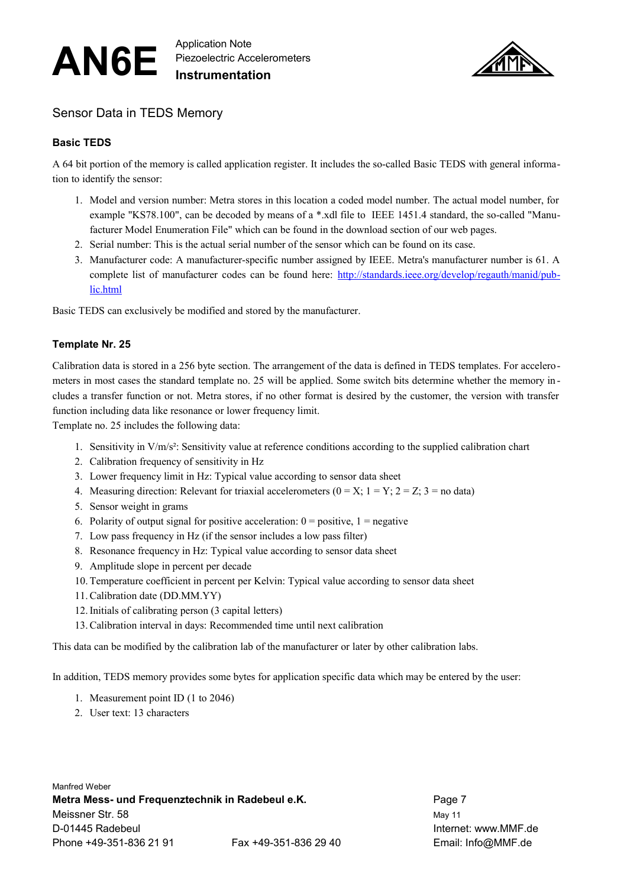## Sensor Data in TEDS Memory

### Basic TEDS

A 64 bit portion of the memory is called application register. It includes the so-called Basic TEDS with general information to identify the sensor:

1. Model and version number: Metra stores in this location a coded model number. The actual model number, for example "KS78.100", can be decoded by means of a *.xdl file to IEEE 1451.4 standard, the so-called "Manufacturer Model Enumeration File" which can be found in the download section of our web pages.
2. Serial number: This is the actual serial number of the sensor which can be found on its case.
3. Manufacturer code: A manufacturer-specific number assigned by IEEE. Metra's manufacturer number is 61. A complete list of manufacturer codes can be found here: [http://standards.ieee.org/develop/regauth/manid/public.html](http://standards.ieee.org/develop/regauth/manid/public.html)

Basic TEDS can exclusively be modified and stored by the manufacturer.

### Template Nr. 25

Calibration data is stored in a 256 byte section. The arrangement of the data is defined in TEDS templates. For accelerometers in most cases the standard template no. 25 will be applied. Some switch bits determine whether the memory includes a transfer function or not. Metra stores, if no other format is desired by the customer, the version with transfer function including data like resonance or lower frequency limit.

Template no. 25 includes the following data:

1. Sensitivity in V/m/s²: Sensitivity value at reference conditions according to the supplied calibration chart
2. Calibration frequency of sensitivity in Hz
3. Lower frequency limit in Hz: Typical value according to sensor data sheet
4. Measuring direction: Relevant for triaxial accelerometers (0 = X; 1 = Y; 2 = Z; 3 = no data)
5. Sensor weight in grams
6. Polarity of output signal for positive acceleration: 0 = positive, 1 = negative
7. Low pass frequency in Hz (if the sensor includes a low pass filter)
8. Resonance frequency in Hz: Typical value according to sensor data sheet
9. Amplitude slope in percent per decade
10. Temperature coefficient in percent per Kelvin: Typical value according to sensor data sheet
11. Calibration date (DD.MM.YY)
12. Initials of calibrating person (3 capital letters)
13. Calibration interval in days: Recommended time until next calibration

This data can be modified by the calibration lab of the manufacturer or later by other calibration labs.

In addition, TEDS memory provides some bytes for application specific data which may be entered by the user:

1. Measurement point ID (1 to 2046)
2. User text: 13 characters